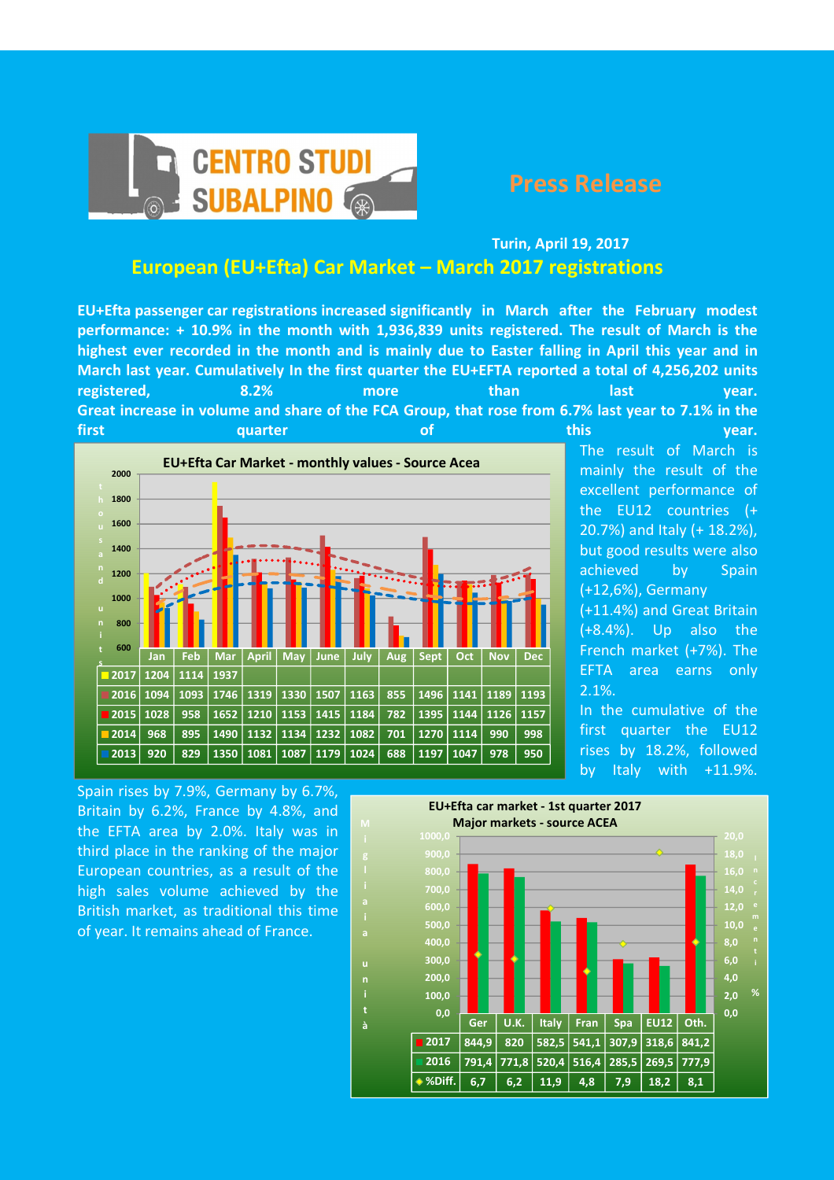CENTRO STUDI SUBALPINO

**Press Release**

**Turin, April 19, 2017**

## European (EU+Efta) Car Market – March 2017 registrations

**EU+Efta passenger car registrations increased significantly in March after the February modest performance: + 10.9% in the month with 1,936,839 units registered. The result of March is the highest ever recorded in the month and is mainly due to Easter falling in April this year and in March last year. Cumulatively In the first quarter the EU+EFTA reported a total of 4,256,202 units registered, 8.2% more than last year.**
**Great increase in volume and share of the FCA Group, that rose from 6.7% last year to 7.1% in the first quarter of this year.**

**EU+Efta Car Market - monthly values - Source Acea** (thousand units)

| | Jan | Feb | Mar | April | May | June | July | Aug | Sept | Oct | Nov | Dec |
|---|---|---|---|---|---|---|---|---|---|---|---|---|
| 2017 | 1204 | 1114 | 1937 | | | | | | | | | |
| 2016 | 1094 | 1093 | 1746 | 1319 | 1330 | 1507 | 1163 | 855 | 1496 | 1141 | 1189 | 1193 |
| 2015 | 1028 | 958 | 1652 | 1210 | 1153 | 1415 | 1184 | 782 | 1395 | 1144 | 1126 | 1157 |
| 2014 | 968 | 895 | 1490 | 1132 | 1134 | 1232 | 1082 | 701 | 1270 | 1114 | 990 | 998 |
| 2013 | 920 | 829 | 1350 | 1081 | 1087 | 1179 | 1024 | 688 | 1197 | 1047 | 978 | 950 |

The result of March is mainly the result of the excellent performance of the EU12 countries (+ 20.7%) and Italy (+ 18.2%), but good results were also achieved by Spain (+12,6%), Germany (+11.4%) and Great Britain (+8.4%). Up also the French market (+7%). The EFTA area earns only 2.1%.

In the cumulative of the first quarter the EU12 rises by 18.2%, followed by Italy with +11.9%. Spain rises by 7.9%, Germany by 6.7%, Britain by 6.2%, France by 4.8%, and the EFTA area by 2.0%. Italy was in third place in the ranking of the major European countries, as a result of the high sales volume achieved by the British market, as traditional this time of year. It remains ahead of France.

**EU+Efta car market - 1st quarter 2017 Major markets - source ACEA** (Migliaia unità / Incrementi %)

| | Ger | U.K. | Italy | Fran | Spa | EU12 | Oth. |
|---|---|---|---|---|---|---|---|
| 2017 | 844,9 | 820 | 582,5 | 541,1 | 307,9 | 318,6 | 841,2 |
| 2016 | 791,4 | 771,8 | 520,4 | 516,4 | 285,5 | 269,5 | 777,9 |
| %Diff. | 6,7 | 6,2 | 11,9 | 4,8 | 7,9 | 18,2 | 8,1 |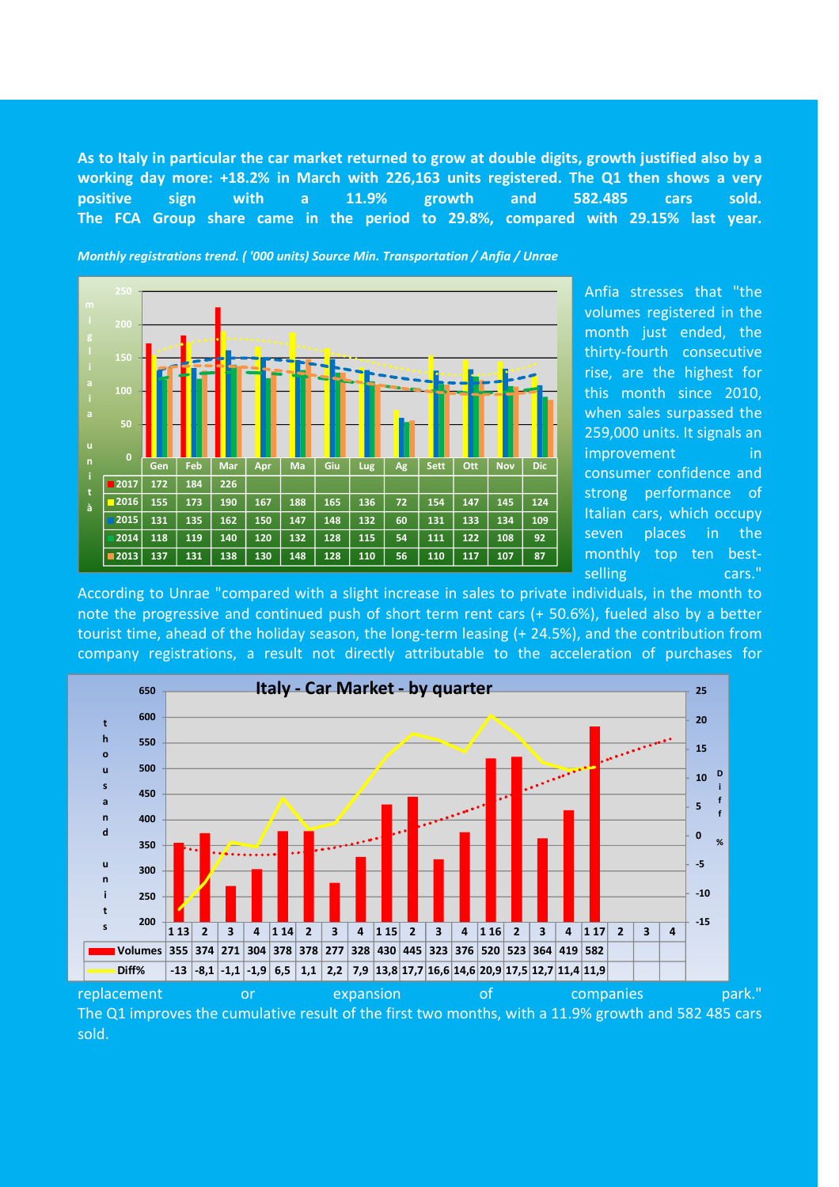**As to Italy in particular the car market returned to grow at double digits, growth justified also by a working day more: +18.2% in March with 226,163 units registered. The Q1 then shows a very positive sign with a 11.9% growth and 582.485 cars sold. The FCA Group share came in the period to 29.8%, compared with 29.15% last year.**

*Monthly registrations trend. ( '000 units) Source Min. Transportation / Anfia / Unrae*

| | Gen | Feb | Mar | Apr | Ma | Giu | Lug | Ag | Sett | Ott | Nov | Dic |
|---|---|---|---|---|---|---|---|---|---|---|---|---|
| 2017 | 172 | 184 | 226 | | | | | | | | | |
| 2016 | 155 | 173 | 190 | 167 | 188 | 165 | 136 | 72 | 154 | 147 | 145 | 124 |
| 2015 | 131 | 135 | 162 | 150 | 147 | 148 | 132 | 60 | 131 | 133 | 134 | 109 |
| 2014 | 118 | 119 | 140 | 120 | 132 | 128 | 115 | 54 | 111 | 122 | 108 | 92 |
| 2013 | 137 | 131 | 138 | 130 | 148 | 128 | 110 | 56 | 110 | 117 | 107 | 87 |

Anfia stresses that "the volumes registered in the month just ended, the thirty-fourth consecutive rise, are the highest for this month since 2010, when sales surpassed the 259,000 units. It signals an improvement in consumer confidence and strong performance of Italian cars, which occupy seven places in the monthly top ten best-selling cars."

According to Unrae "compared with a slight increase in sales to private individuals, in the month to note the progressive and continued push of short term rent cars (+ 50.6%), fueled also by a better tourist time, ahead of the holiday season, the long-term leasing (+ 24.5%), and the contribution from company registrations, a result not directly attributable to the acceleration of purchases for replacement or expansion of companies park."

**Italy - Car Market - by quarter**

| | 1 13 | 2 | 3 | 4 | 1 14 | 2 | 3 | 4 | 1 15 | 2 | 3 | 4 | 1 16 | 2 | 3 | 4 | 1 17 | 2 | 3 | 4 |
|---|---|---|---|---|---|---|---|---|---|---|---|---|---|---|---|---|---|---|---|---|
| Volumes | 355 | 374 | 271 | 304 | 378 | 378 | 277 | 328 | 430 | 445 | 323 | 376 | 520 | 523 | 364 | 419 | 582 | | | |
| Diff% | -13 | -8,1 | -1,1 | -1,9 | 6,5 | 1,1 | 2,2 | 7,9 | 13,8 | 17,7 | 16,6 | 14,6 | 20,9 | 17,5 | 12,7 | 11,4 | 11,9 | | | |

The Q1 improves the cumulative result of the first two months, with a 11.9% growth and 582 485 cars sold.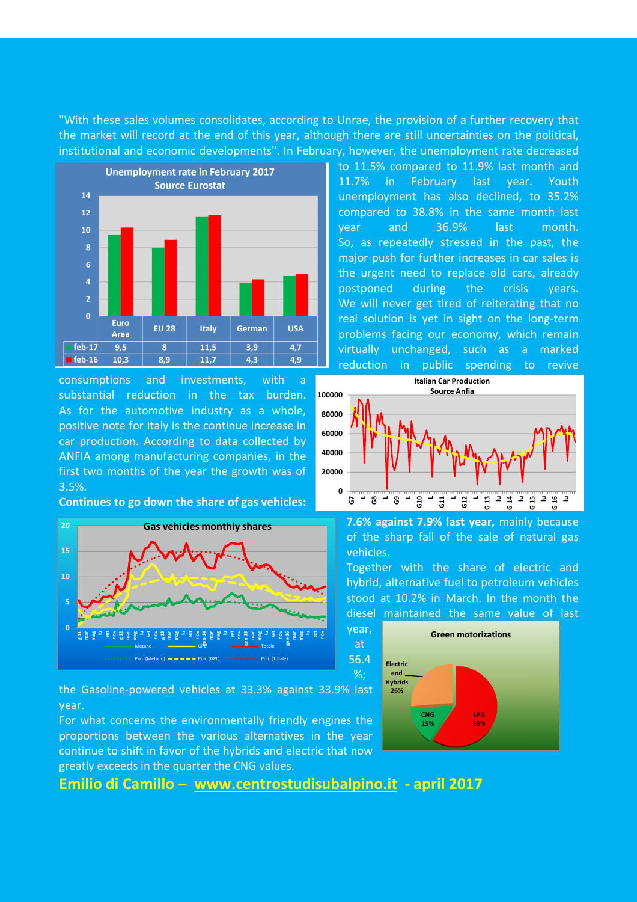"With these sales volumes consolidates, according to Unrae, the provision of a further recovery that the market will record at the end of this year, although there are still uncertainties on the political, institutional and economic developments". In February, however, the unemployment rate decreased to 11.5% compared to 11.9% last month and 11.7% in February last year. Youth unemployment has also declined, to 35.2% compared to 38.8% in the same month last year and 36.9% last month. So, as repeatedly stressed in the past, the major push for further increases in car sales is the urgent need to replace old cars, already postponed during the crisis years. We will never get tired of reiterating that no real solution is yet in sight on the long-term problems facing our economy, which remain virtually unchanged, such as a marked reduction in public spending to revive consumptions and investments, with a substantial reduction in the tax burden. As for the automotive industry as a whole, positive note for Italy is the continue increase in car production. According to data collected by ANFIA among manufacturing companies, in the first two months of the year the growth was of 3.5%.

Unemployment rate in February 2017
Source Eurostat

| | Euro Area | EU 28 | Italy | German | USA |
|---|---|---|---|---|---|
| feb-17 | 9,5 | 8 | 11,5 | 3,9 | 4,7 |
| feb-16 | 10,3 | 8,9 | 11,7 | 4,3 | 4,9 |

Italian Car Production
Source Anfia

**Continues to go down the share of gas vehicles:** **7.6% against 7.9% last year,** mainly because of the sharp fall of the sale of natural gas vehicles.

Gas vehicles monthly shares

Metano, GPL, Totale, Poli. (Metano), Poli. (GPL), Poli. (Totale)

Together with the share of electric and hybrid, alternative fuel to petroleum vehicles stood at 10.2% in March. In the month the diesel maintained the same value of last year, at 56.4 %; the Gasoline-powered vehicles at 33.3% against 33.9% last year.

For what concerns the environmentally friendly engines the proportions between the various alternatives in the year continue to shift in favor of the hybrids and electric that now greatly exceeds in the quarter the CNG values.

Green motorizations

Electric and Hybrids 26%
CNG 15%
LPG 59%

**Emilio di Camillo – www.centrostudisubalpino.it - april 2017**